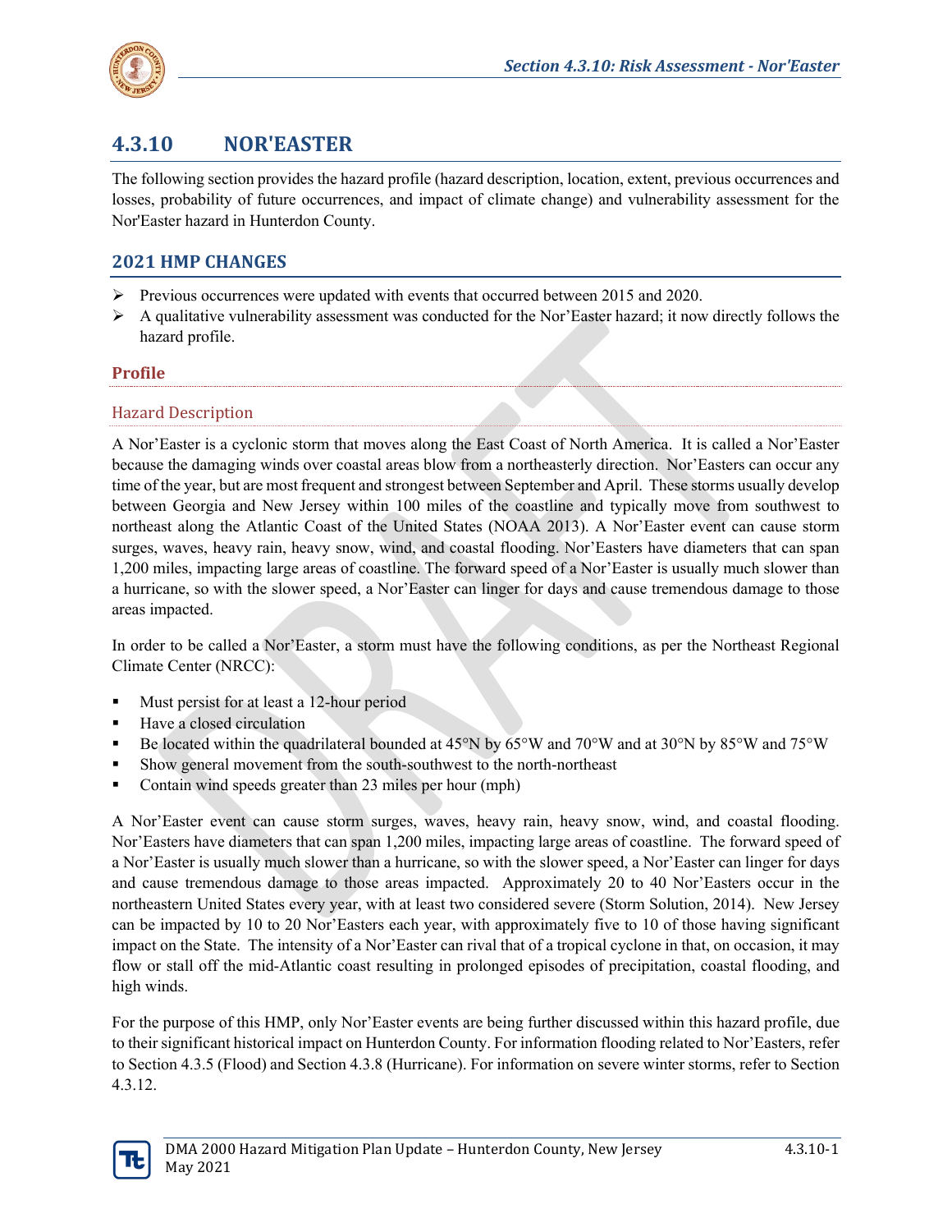# 4.3.10 NOR'EASTER

The following section provides the hazard profile (hazard description, location, extent, previous occurrences and losses, probability of future occurrences, and impact of climate change) and vulnerability assessment for the Nor'Easter hazard in Hunterdon County.

## 2021 HMP CHANGES

- Previous occurrences were updated with events that occurred between 2015 and 2020.
- A qualitative vulnerability assessment was conducted for the Nor'Easter hazard; it now directly follows the hazard profile.

### Profile

#### Hazard Description

A Nor'Easter is a cyclonic storm that moves along the East Coast of North America. It is called a Nor'Easter because the damaging winds over coastal areas blow from a northeasterly direction. Nor'Easters can occur any time of the year, but are most frequent and strongest between September and April. These storms usually develop between Georgia and New Jersey within 100 miles of the coastline and typically move from southwest to northeast along the Atlantic Coast of the United States (NOAA 2013). A Nor'Easter event can cause storm surges, waves, heavy rain, heavy snow, wind, and coastal flooding. Nor'Easters have diameters that can span 1,200 miles, impacting large areas of coastline. The forward speed of a Nor'Easter is usually much slower than a hurricane, so with the slower speed, a Nor'Easter can linger for days and cause tremendous damage to those areas impacted.

In order to be called a Nor'Easter, a storm must have the following conditions, as per the Northeast Regional Climate Center (NRCC):

- Must persist for at least a 12-hour period
- Have a closed circulation
- Be located within the quadrilateral bounded at 45°N by 65°W and 70°W and at 30°N by 85°W and 75°W
- Show general movement from the south-southwest to the north-northeast
- Contain wind speeds greater than 23 miles per hour (mph)

A Nor'Easter event can cause storm surges, waves, heavy rain, heavy snow, wind, and coastal flooding. Nor'Easters have diameters that can span 1,200 miles, impacting large areas of coastline. The forward speed of a Nor'Easter is usually much slower than a hurricane, so with the slower speed, a Nor'Easter can linger for days and cause tremendous damage to those areas impacted. Approximately 20 to 40 Nor'Easters occur in the northeastern United States every year, with at least two considered severe (Storm Solution, 2014). New Jersey can be impacted by 10 to 20 Nor'Easters each year, with approximately five to 10 of those having significant impact on the State. The intensity of a Nor'Easter can rival that of a tropical cyclone in that, on occasion, it may flow or stall off the mid-Atlantic coast resulting in prolonged episodes of precipitation, coastal flooding, and high winds.

For the purpose of this HMP, only Nor'Easter events are being further discussed within this hazard profile, due to their significant historical impact on Hunterdon County. For information flooding related to Nor'Easters, refer to Section 4.3.5 (Flood) and Section 4.3.8 (Hurricane). For information on severe winter storms, refer to Section 4.3.12.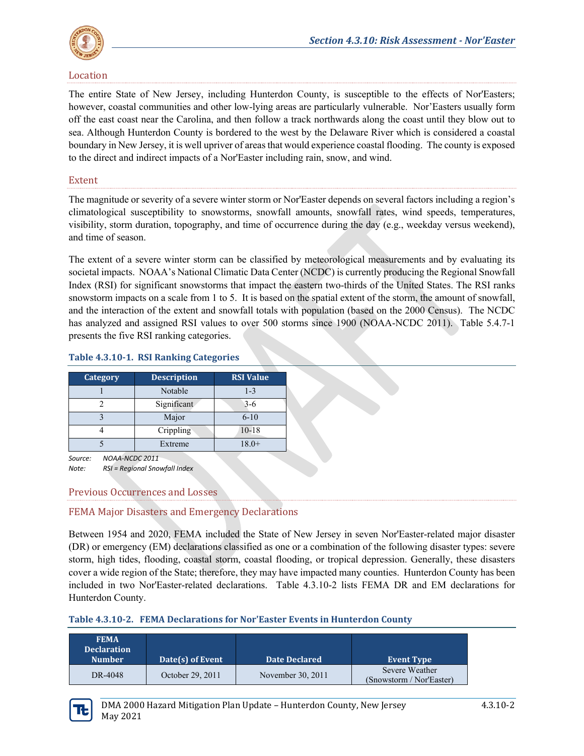## Location

The entire State of New Jersey, including Hunterdon County, is susceptible to the effects of Nor'Easters; however, coastal communities and other low-lying areas are particularly vulnerable. Nor'Easters usually form off the east coast near the Carolina, and then follow a track northwards along the coast until they blow out to sea. Although Hunterdon County is bordered to the west by the Delaware River which is considered a coastal boundary in New Jersey, it is well upriver of areas that would experience coastal flooding. The county is exposed to the direct and indirect impacts of a Nor'Easter including rain, snow, and wind.

## Extent

The magnitude or severity of a severe winter storm or Nor'Easter depends on several factors including a region's climatological susceptibility to snowstorms, snowfall amounts, snowfall rates, wind speeds, temperatures, visibility, storm duration, topography, and time of occurrence during the day (e.g., weekday versus weekend), and time of season.

The extent of a severe winter storm can be classified by meteorological measurements and by evaluating its societal impacts. NOAA's National Climatic Data Center (NCDC) is currently producing the Regional Snowfall Index (RSI) for significant snowstorms that impact the eastern two-thirds of the United States. The RSI ranks snowstorm impacts on a scale from 1 to 5. It is based on the spatial extent of the storm, the amount of snowfall, and the interaction of the extent and snowfall totals with population (based on the 2000 Census). The NCDC has analyzed and assigned RSI values to over 500 storms since 1900 (NOAA-NCDC 2011). Table 5.4.7-1 presents the five RSI ranking categories.

**Table 4.3.10-1. RSI Ranking Categories**

| Category | Description | RSI Value |
|---|---|---|
| 1 | Notable | 1-3 |
| 2 | Significant | 3-6 |
| 3 | Major | 6-10 |
| 4 | Crippling | 10-18 |
| 5 | Extreme | 18.0+ |

*Source: NOAA-NCDC 2011*
*Note: RSI = Regional Snowfall Index*

## Previous Occurrences and Losses

### FEMA Major Disasters and Emergency Declarations

Between 1954 and 2020, FEMA included the State of New Jersey in seven Nor'Easter-related major disaster (DR) or emergency (EM) declarations classified as one or a combination of the following disaster types: severe storm, high tides, flooding, coastal storm, coastal flooding, or tropical depression. Generally, these disasters cover a wide region of the State; therefore, they may have impacted many counties. Hunterdon County has been included in two Nor'Easter-related declarations. Table 4.3.10-2 lists FEMA DR and EM declarations for Hunterdon County.

**Table 4.3.10-2. FEMA Declarations for Nor'Easter Events in Hunterdon County**

| FEMA Declaration Number | Date(s) of Event | Date Declared | Event Type |
|---|---|---|---|
| DR-4048 | October 29, 2011 | November 30, 2011 | Severe Weather (Snowstorm / Nor'Easter) |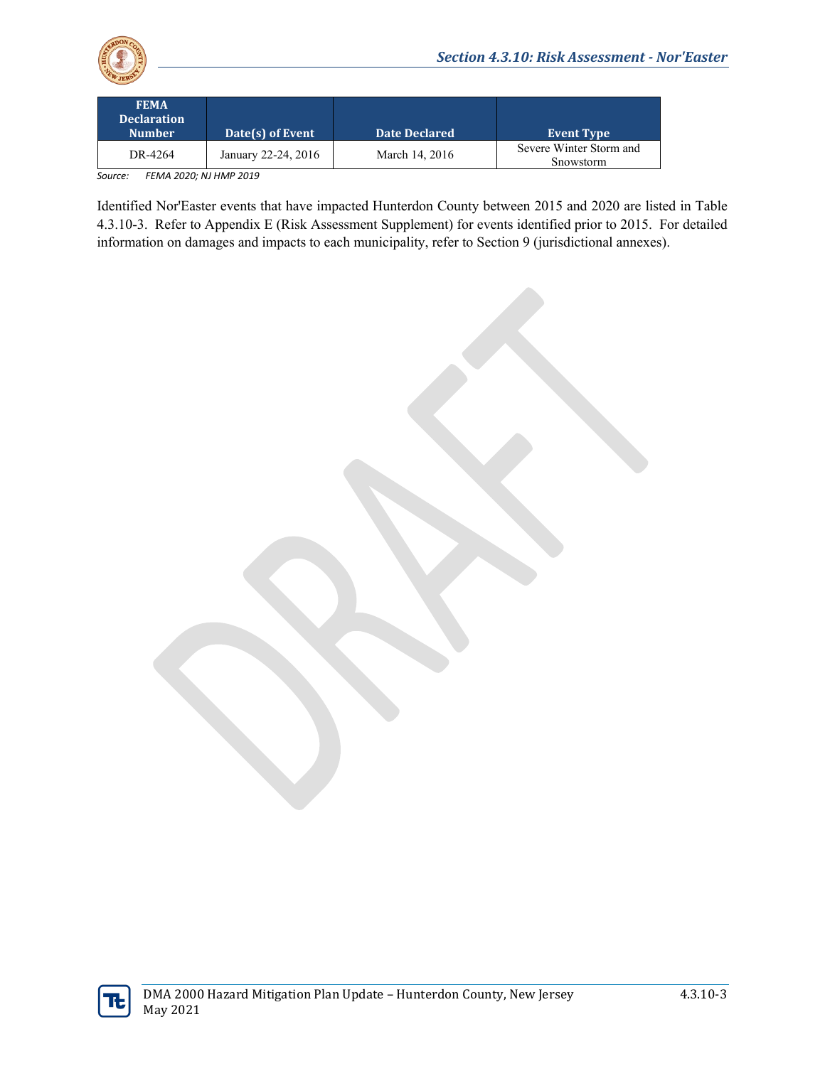| FEMA Declaration Number | Date(s) of Event | Date Declared | Event Type |
| --- | --- | --- | --- |
| DR-4264 | January 22-24, 2016 | March 14, 2016 | Severe Winter Storm and Snowstorm |

*Source: FEMA 2020; NJ HMP 2019*

Identified Nor'Easter events that have impacted Hunterdon County between 2015 and 2020 are listed in Table 4.3.10-3. Refer to Appendix E (Risk Assessment Supplement) for events identified prior to 2015. For detailed information on damages and impacts to each municipality, refer to Section 9 (jurisdictional annexes).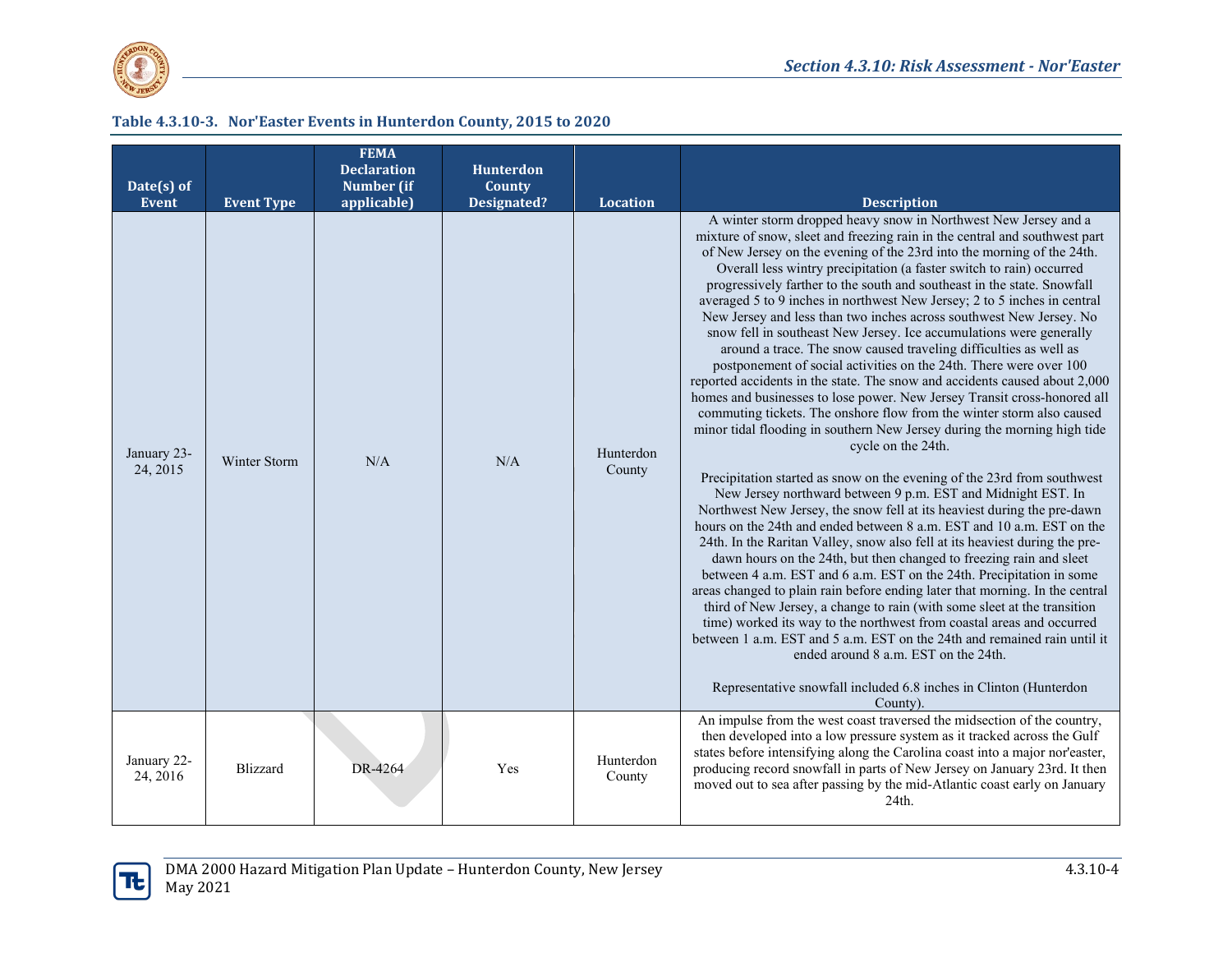**Table 4.3.10-3. Nor'Easter Events in Hunterdon County, 2015 to 2020**

| Date(s) of Event | Event Type | FEMA Declaration Number (if applicable) | Hunterdon County Designated? | Location | Description |
|---|---|---|---|---|---|
| January 23-24, 2015 | Winter Storm | N/A | N/A | Hunterdon County | A winter storm dropped heavy snow in Northwest New Jersey and a mixture of snow, sleet and freezing rain in the central and southwest part of New Jersey on the evening of the 23rd into the morning of the 24th. Overall less wintry precipitation (a faster switch to rain) occurred progressively farther to the south and southeast in the state. Snowfall averaged 5 to 9 inches in northwest New Jersey; 2 to 5 inches in central New Jersey and less than two inches across southwest New Jersey. No snow fell in southeast New Jersey. Ice accumulations were generally around a trace. The snow caused traveling difficulties as well as postponement of social activities on the 24th. There were over 100 reported accidents in the state. The snow and accidents caused about 2,000 homes and businesses to lose power. New Jersey Transit cross-honored all commuting tickets. The onshore flow from the winter storm also caused minor tidal flooding in southern New Jersey during the morning high tide cycle on the 24th.<br><br>Precipitation started as snow on the evening of the 23rd from southwest New Jersey northward between 9 p.m. EST and Midnight EST. In Northwest New Jersey, the snow fell at its heaviest during the pre-dawn hours on the 24th and ended between 8 a.m. EST and 10 a.m. EST on the 24th. In the Raritan Valley, snow also fell at its heaviest during the pre-dawn hours on the 24th, but then changed to freezing rain and sleet between 4 a.m. EST and 6 a.m. EST on the 24th. Precipitation in some areas changed to plain rain before ending later that morning. In the central third of New Jersey, a change to rain (with some sleet at the transition time) worked its way to the northwest from coastal areas and occurred between 1 a.m. EST and 5 a.m. EST on the 24th and remained rain until it ended around 8 a.m. EST on the 24th.<br><br>Representative snowfall included 6.8 inches in Clinton (Hunterdon County). |
| January 22-24, 2016 | Blizzard | DR-4264 | Yes | Hunterdon County | An impulse from the west coast traversed the midsection of the country, then developed into a low pressure system as it tracked across the Gulf states before intensifying along the Carolina coast into a major nor'easter, producing record snowfall in parts of New Jersey on January 23rd. It then moved out to sea after passing by the mid-Atlantic coast early on January 24th. |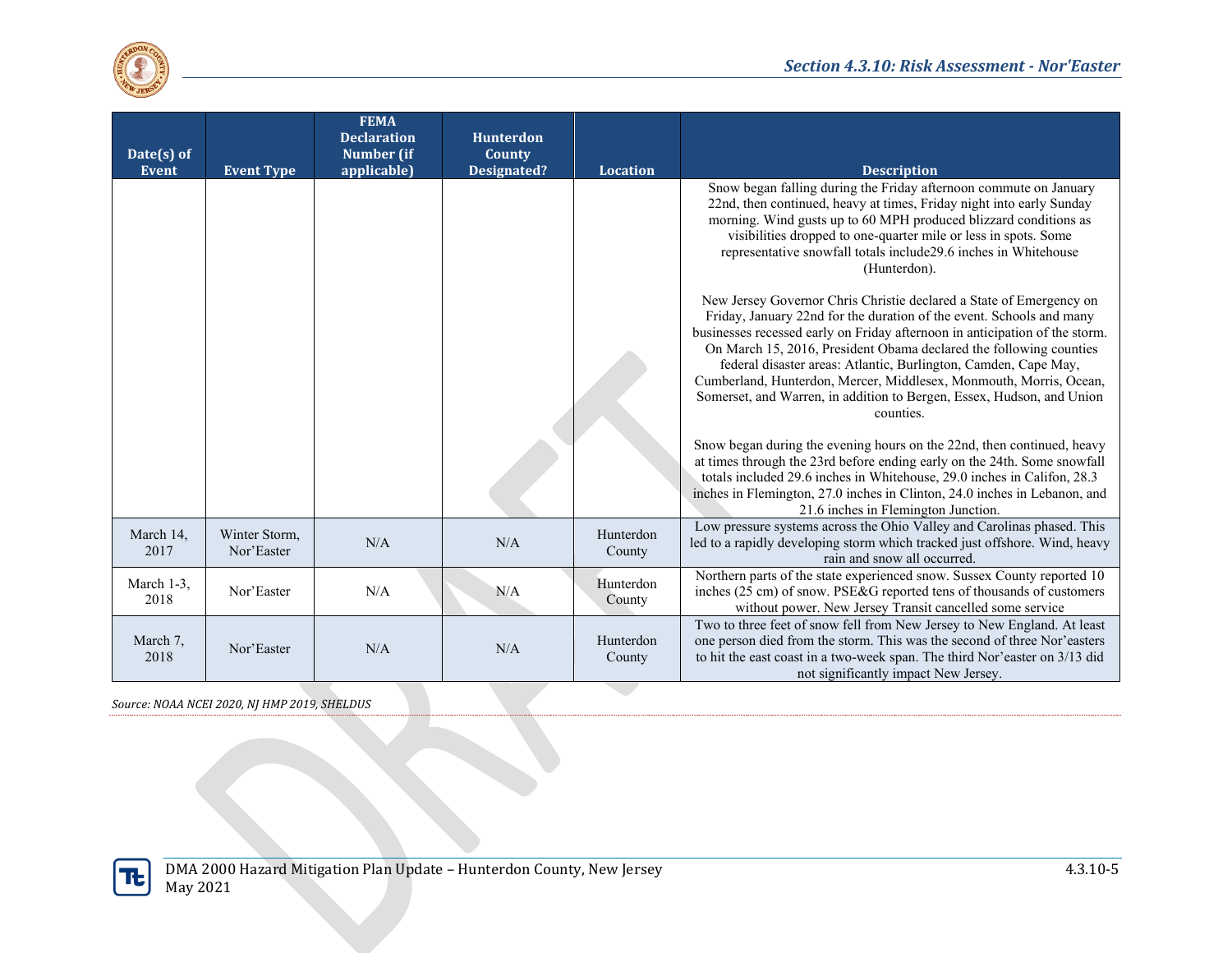| Date(s) of Event | Event Type | FEMA Declaration Number (if applicable) | Hunterdon County Designated? | Location | Description |
|---|---|---|---|---|---|
| | | | | | Snow began falling during the Friday afternoon commute on January 22nd, then continued, heavy at times, Friday night into early Sunday morning. Wind gusts up to 60 MPH produced blizzard conditions as visibilities dropped to one-quarter mile or less in spots. Some representative snowfall totals include29.6 inches in Whitehouse (Hunterdon).<br><br>New Jersey Governor Chris Christie declared a State of Emergency on Friday, January 22nd for the duration of the event. Schools and many businesses recessed early on Friday afternoon in anticipation of the storm. On March 15, 2016, President Obama declared the following counties federal disaster areas: Atlantic, Burlington, Camden, Cape May, Cumberland, Hunterdon, Mercer, Middlesex, Monmouth, Morris, Ocean, Somerset, and Warren, in addition to Bergen, Essex, Hudson, and Union counties.<br><br>Snow began during the evening hours on the 22nd, then continued, heavy at times through the 23rd before ending early on the 24th. Some snowfall totals included 29.6 inches in Whitehouse, 29.0 inches in Califon, 28.3 inches in Flemington, 27.0 inches in Clinton, 24.0 inches in Lebanon, and 21.6 inches in Flemington Junction. |
| March 14, 2017 | Winter Storm, Nor'Easter | N/A | N/A | Hunterdon County | Low pressure systems across the Ohio Valley and Carolinas phased. This led to a rapidly developing storm which tracked just offshore. Wind, heavy rain and snow all occurred. |
| March 1-3, 2018 | Nor'Easter | N/A | N/A | Hunterdon County | Northern parts of the state experienced snow. Sussex County reported 10 inches (25 cm) of snow. PSE&G reported tens of thousands of customers without power. New Jersey Transit cancelled some service |
| March 7, 2018 | Nor'Easter | N/A | N/A | Hunterdon County | Two to three feet of snow fell from New Jersey to New England. At least one person died from the storm. This was the second of three Nor'easters to hit the east coast in a two-week span. The third Nor'easter on 3/13 did not significantly impact New Jersey. |

*Source: NOAA NCEI 2020, NJ HMP 2019, SHELDUS*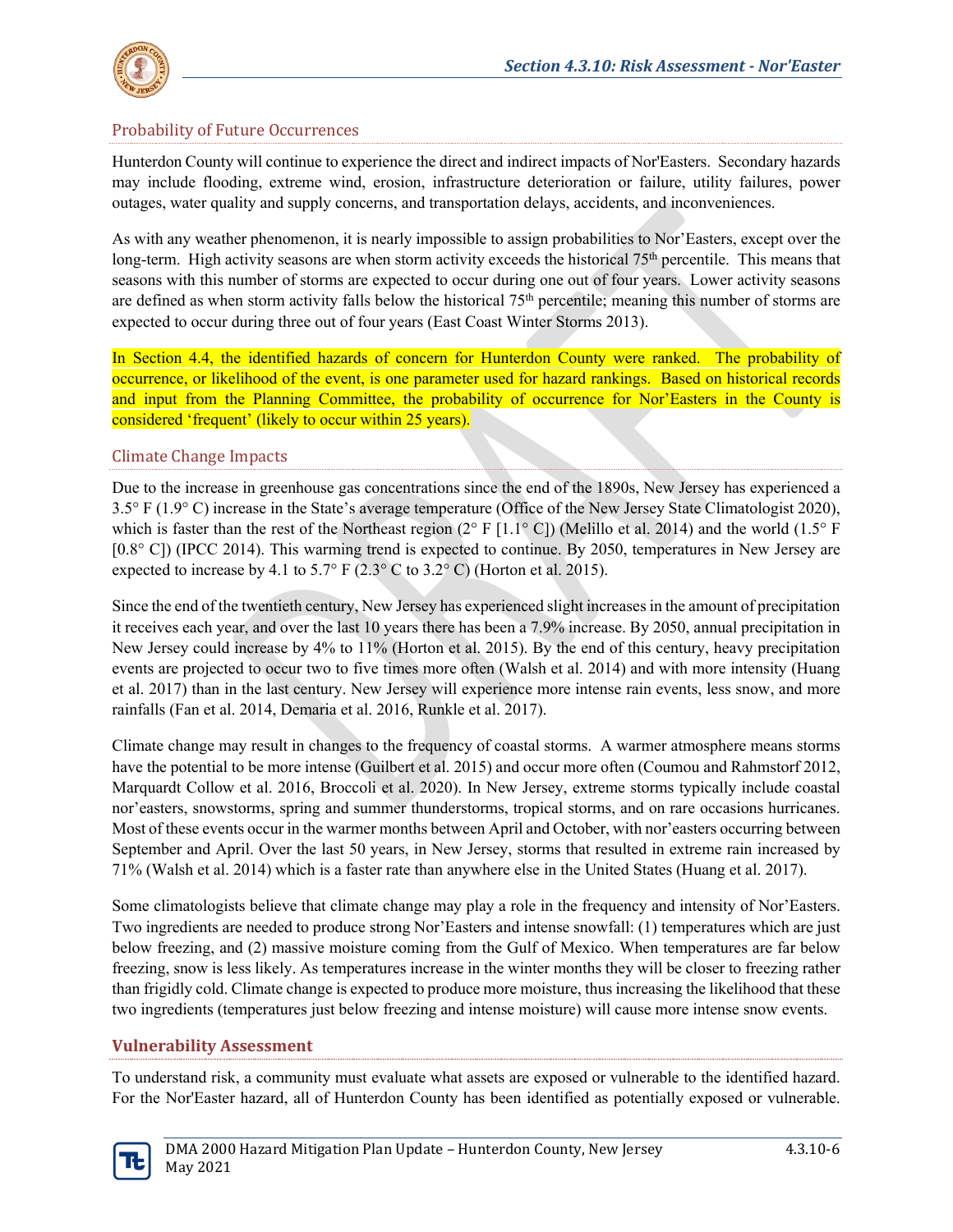## Probability of Future Occurrences

Hunterdon County will continue to experience the direct and indirect impacts of Nor'Easters. Secondary hazards may include flooding, extreme wind, erosion, infrastructure deterioration or failure, utility failures, power outages, water quality and supply concerns, and transportation delays, accidents, and inconveniences.

As with any weather phenomenon, it is nearly impossible to assign probabilities to Nor'Easters, except over the long-term. High activity seasons are when storm activity exceeds the historical 75th percentile. This means that seasons with this number of storms are expected to occur during one out of four years. Lower activity seasons are defined as when storm activity falls below the historical 75th percentile; meaning this number of storms are expected to occur during three out of four years (East Coast Winter Storms 2013).

In Section 4.4, the identified hazards of concern for Hunterdon County were ranked. The probability of occurrence, or likelihood of the event, is one parameter used for hazard rankings. Based on historical records and input from the Planning Committee, the probability of occurrence for Nor'Easters in the County is considered 'frequent' (likely to occur within 25 years).

## Climate Change Impacts

Due to the increase in greenhouse gas concentrations since the end of the 1890s, New Jersey has experienced a 3.5° F (1.9° C) increase in the State's average temperature (Office of the New Jersey State Climatologist 2020), which is faster than the rest of the Northeast region (2° F [1.1° C]) (Melillo et al. 2014) and the world (1.5° F [0.8° C]) (IPCC 2014). This warming trend is expected to continue. By 2050, temperatures in New Jersey are expected to increase by 4.1 to 5.7° F (2.3° C to 3.2° C) (Horton et al. 2015).

Since the end of the twentieth century, New Jersey has experienced slight increases in the amount of precipitation it receives each year, and over the last 10 years there has been a 7.9% increase. By 2050, annual precipitation in New Jersey could increase by 4% to 11% (Horton et al. 2015). By the end of this century, heavy precipitation events are projected to occur two to five times more often (Walsh et al. 2014) and with more intensity (Huang et al. 2017) than in the last century. New Jersey will experience more intense rain events, less snow, and more rainfalls (Fan et al. 2014, Demaria et al. 2016, Runkle et al. 2017).

Climate change may result in changes to the frequency of coastal storms. A warmer atmosphere means storms have the potential to be more intense (Guilbert et al. 2015) and occur more often (Coumou and Rahmstorf 2012, Marquardt Collow et al. 2016, Broccoli et al. 2020). In New Jersey, extreme storms typically include coastal nor'easters, snowstorms, spring and summer thunderstorms, tropical storms, and on rare occasions hurricanes. Most of these events occur in the warmer months between April and October, with nor'easters occurring between September and April. Over the last 50 years, in New Jersey, storms that resulted in extreme rain increased by 71% (Walsh et al. 2014) which is a faster rate than anywhere else in the United States (Huang et al. 2017).

Some climatologists believe that climate change may play a role in the frequency and intensity of Nor'Easters. Two ingredients are needed to produce strong Nor'Easters and intense snowfall: (1) temperatures which are just below freezing, and (2) massive moisture coming from the Gulf of Mexico. When temperatures are far below freezing, snow is less likely. As temperatures increase in the winter months they will be closer to freezing rather than frigidly cold. Climate change is expected to produce more moisture, thus increasing the likelihood that these two ingredients (temperatures just below freezing and intense moisture) will cause more intense snow events.

## Vulnerability Assessment

To understand risk, a community must evaluate what assets are exposed or vulnerable to the identified hazard. For the Nor'Easter hazard, all of Hunterdon County has been identified as potentially exposed or vulnerable.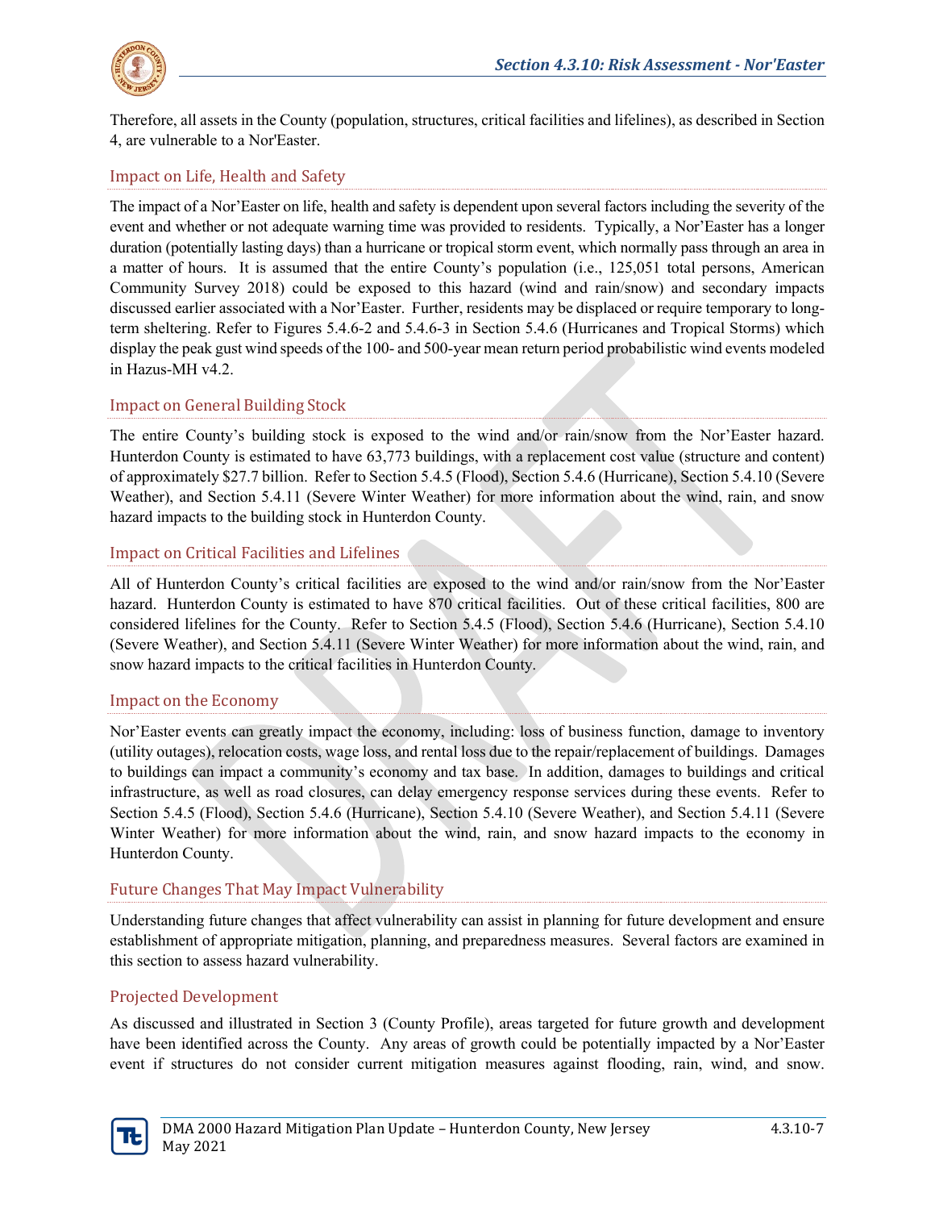Therefore, all assets in the County (population, structures, critical facilities and lifelines), as described in Section 4, are vulnerable to a Nor'Easter.

### Impact on Life, Health and Safety

The impact of a Nor'Easter on life, health and safety is dependent upon several factors including the severity of the event and whether or not adequate warning time was provided to residents. Typically, a Nor'Easter has a longer duration (potentially lasting days) than a hurricane or tropical storm event, which normally pass through an area in a matter of hours. It is assumed that the entire County's population (i.e., 125,051 total persons, American Community Survey 2018) could be exposed to this hazard (wind and rain/snow) and secondary impacts discussed earlier associated with a Nor'Easter. Further, residents may be displaced or require temporary to long-term sheltering. Refer to Figures 5.4.6-2 and 5.4.6-3 in Section 5.4.6 (Hurricanes and Tropical Storms) which display the peak gust wind speeds of the 100- and 500-year mean return period probabilistic wind events modeled in Hazus-MH v4.2.

### Impact on General Building Stock

The entire County's building stock is exposed to the wind and/or rain/snow from the Nor'Easter hazard. Hunterdon County is estimated to have 63,773 buildings, with a replacement cost value (structure and content) of approximately $27.7 billion. Refer to Section 5.4.5 (Flood), Section 5.4.6 (Hurricane), Section 5.4.10 (Severe Weather), and Section 5.4.11 (Severe Winter Weather) for more information about the wind, rain, and snow hazard impacts to the building stock in Hunterdon County.

### Impact on Critical Facilities and Lifelines

All of Hunterdon County's critical facilities are exposed to the wind and/or rain/snow from the Nor'Easter hazard. Hunterdon County is estimated to have 870 critical facilities. Out of these critical facilities, 800 are considered lifelines for the County. Refer to Section 5.4.5 (Flood), Section 5.4.6 (Hurricane), Section 5.4.10 (Severe Weather), and Section 5.4.11 (Severe Winter Weather) for more information about the wind, rain, and snow hazard impacts to the critical facilities in Hunterdon County.

### Impact on the Economy

Nor'Easter events can greatly impact the economy, including: loss of business function, damage to inventory (utility outages), relocation costs, wage loss, and rental loss due to the repair/replacement of buildings. Damages to buildings can impact a community's economy and tax base. In addition, damages to buildings and critical infrastructure, as well as road closures, can delay emergency response services during these events. Refer to Section 5.4.5 (Flood), Section 5.4.6 (Hurricane), Section 5.4.10 (Severe Weather), and Section 5.4.11 (Severe Winter Weather) for more information about the wind, rain, and snow hazard impacts to the economy in Hunterdon County.

### Future Changes That May Impact Vulnerability

Understanding future changes that affect vulnerability can assist in planning for future development and ensure establishment of appropriate mitigation, planning, and preparedness measures. Several factors are examined in this section to assess hazard vulnerability.

### Projected Development

As discussed and illustrated in Section 3 (County Profile), areas targeted for future growth and development have been identified across the County. Any areas of growth could be potentially impacted by a Nor'Easter event if structures do not consider current mitigation measures against flooding, rain, wind, and snow.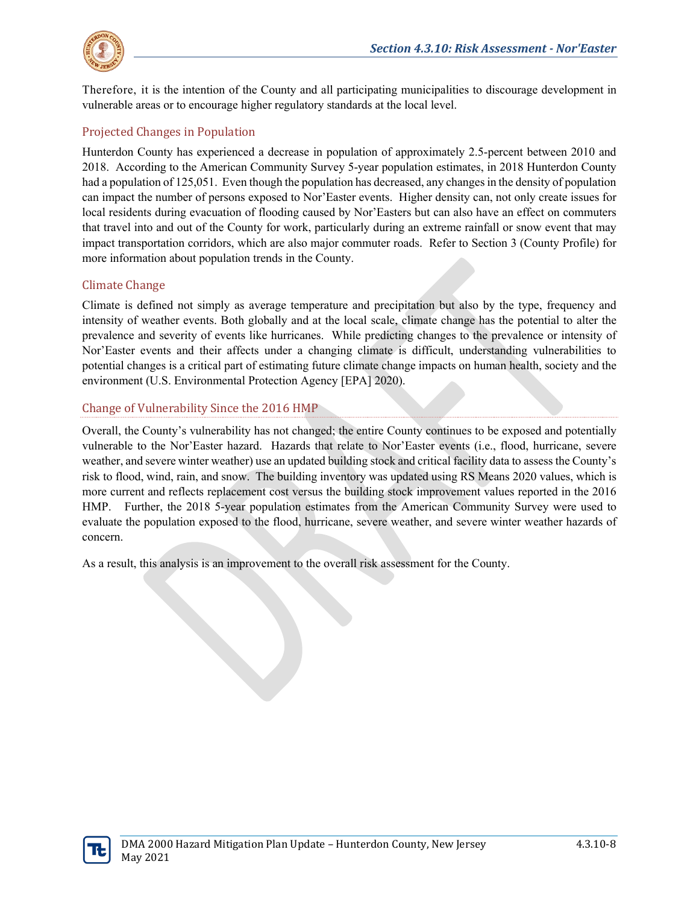Therefore, it is the intention of the County and all participating municipalities to discourage development in vulnerable areas or to encourage higher regulatory standards at the local level.

### Projected Changes in Population

Hunterdon County has experienced a decrease in population of approximately 2.5-percent between 2010 and 2018. According to the American Community Survey 5-year population estimates, in 2018 Hunterdon County had a population of 125,051. Even though the population has decreased, any changes in the density of population can impact the number of persons exposed to Nor'Easter events. Higher density can, not only create issues for local residents during evacuation of flooding caused by Nor'Easters but can also have an effect on commuters that travel into and out of the County for work, particularly during an extreme rainfall or snow event that may impact transportation corridors, which are also major commuter roads. Refer to Section 3 (County Profile) for more information about population trends in the County.

### Climate Change

Climate is defined not simply as average temperature and precipitation but also by the type, frequency and intensity of weather events. Both globally and at the local scale, climate change has the potential to alter the prevalence and severity of events like hurricanes. While predicting changes to the prevalence or intensity of Nor'Easter events and their affects under a changing climate is difficult, understanding vulnerabilities to potential changes is a critical part of estimating future climate change impacts on human health, society and the environment (U.S. Environmental Protection Agency [EPA] 2020).

### Change of Vulnerability Since the 2016 HMP

Overall, the County's vulnerability has not changed; the entire County continues to be exposed and potentially vulnerable to the Nor'Easter hazard. Hazards that relate to Nor'Easter events (i.e., flood, hurricane, severe weather, and severe winter weather) use an updated building stock and critical facility data to assess the County's risk to flood, wind, rain, and snow. The building inventory was updated using RS Means 2020 values, which is more current and reflects replacement cost versus the building stock improvement values reported in the 2016 HMP. Further, the 2018 5-year population estimates from the American Community Survey were used to evaluate the population exposed to the flood, hurricane, severe weather, and severe winter weather hazards of concern.

As a result, this analysis is an improvement to the overall risk assessment for the County.